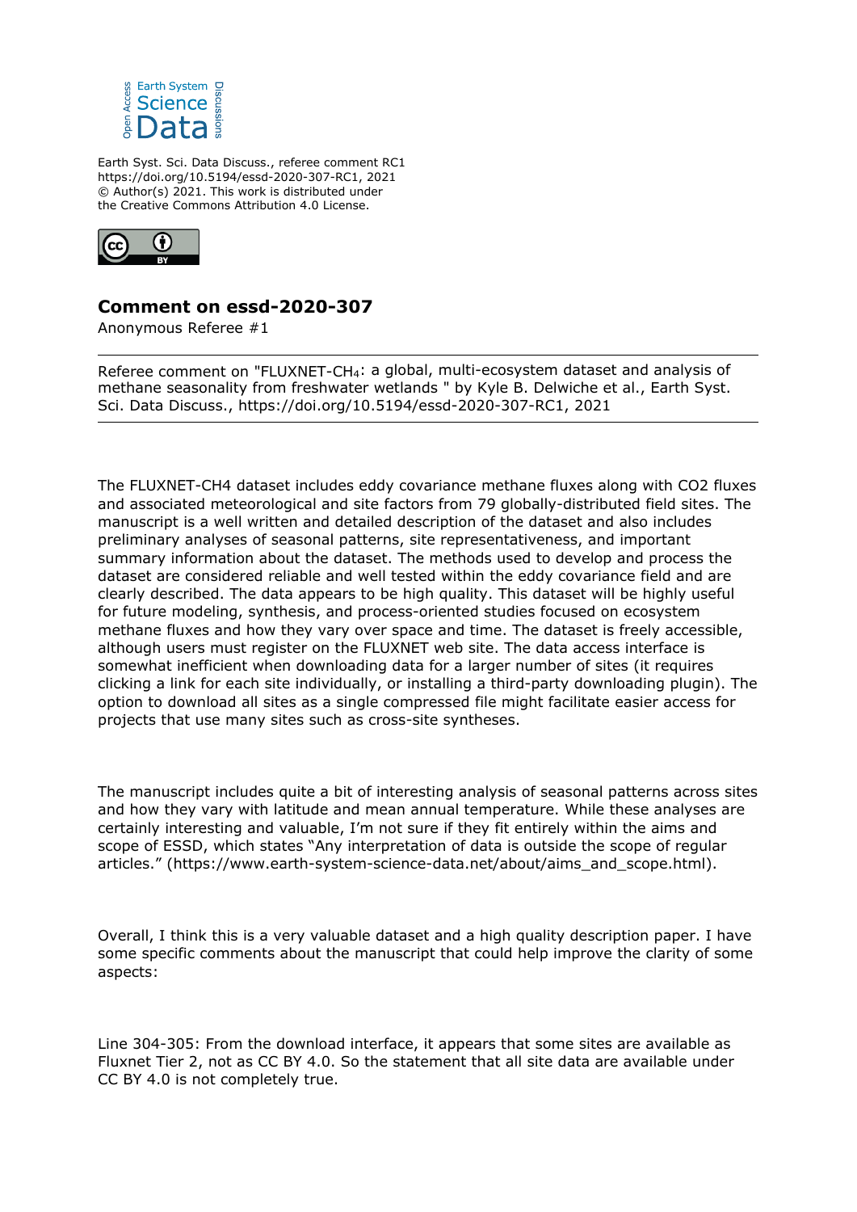Earth Syst. Sci. Data Discuss., referee comment RC1
https://doi.org/10.5194/essd-2020-307-RC1, 2021
© Author(s) 2021. This work is distributed under
the Creative Commons Attribution 4.0 License.

## Comment on essd-2020-307

Anonymous Referee #1

---

Referee comment on "FLUXNET-$CH_4$: a global, multi-ecosystem dataset and analysis of methane seasonality from freshwater wetlands " by Kyle B. Delwiche et al., Earth Syst. Sci. Data Discuss., https://doi.org/10.5194/essd-2020-307-RC1, 2021

---

The FLUXNET-CH4 dataset includes eddy covariance methane fluxes along with CO2 fluxes and associated meteorological and site factors from 79 globally-distributed field sites. The manuscript is a well written and detailed description of the dataset and also includes preliminary analyses of seasonal patterns, site representativeness, and important summary information about the dataset. The methods used to develop and process the dataset are considered reliable and well tested within the eddy covariance field and are clearly described. The data appears to be high quality. This dataset will be highly useful for future modeling, synthesis, and process-oriented studies focused on ecosystem methane fluxes and how they vary over space and time. The dataset is freely accessible, although users must register on the FLUXNET web site. The data access interface is somewhat inefficient when downloading data for a larger number of sites (it requires clicking a link for each site individually, or installing a third-party downloading plugin). The option to download all sites as a single compressed file might facilitate easier access for projects that use many sites such as cross-site syntheses.

The manuscript includes quite a bit of interesting analysis of seasonal patterns across sites and how they vary with latitude and mean annual temperature. While these analyses are certainly interesting and valuable, I'm not sure if they fit entirely within the aims and scope of ESSD, which states "Any interpretation of data is outside the scope of regular articles." (https://www.earth-system-science-data.net/about/aims_and_scope.html).

Overall, I think this is a very valuable dataset and a high quality description paper. I have some specific comments about the manuscript that could help improve the clarity of some aspects:

Line 304-305: From the download interface, it appears that some sites are available as Fluxnet Tier 2, not as CC BY 4.0. So the statement that all site data are available under CC BY 4.0 is not completely true.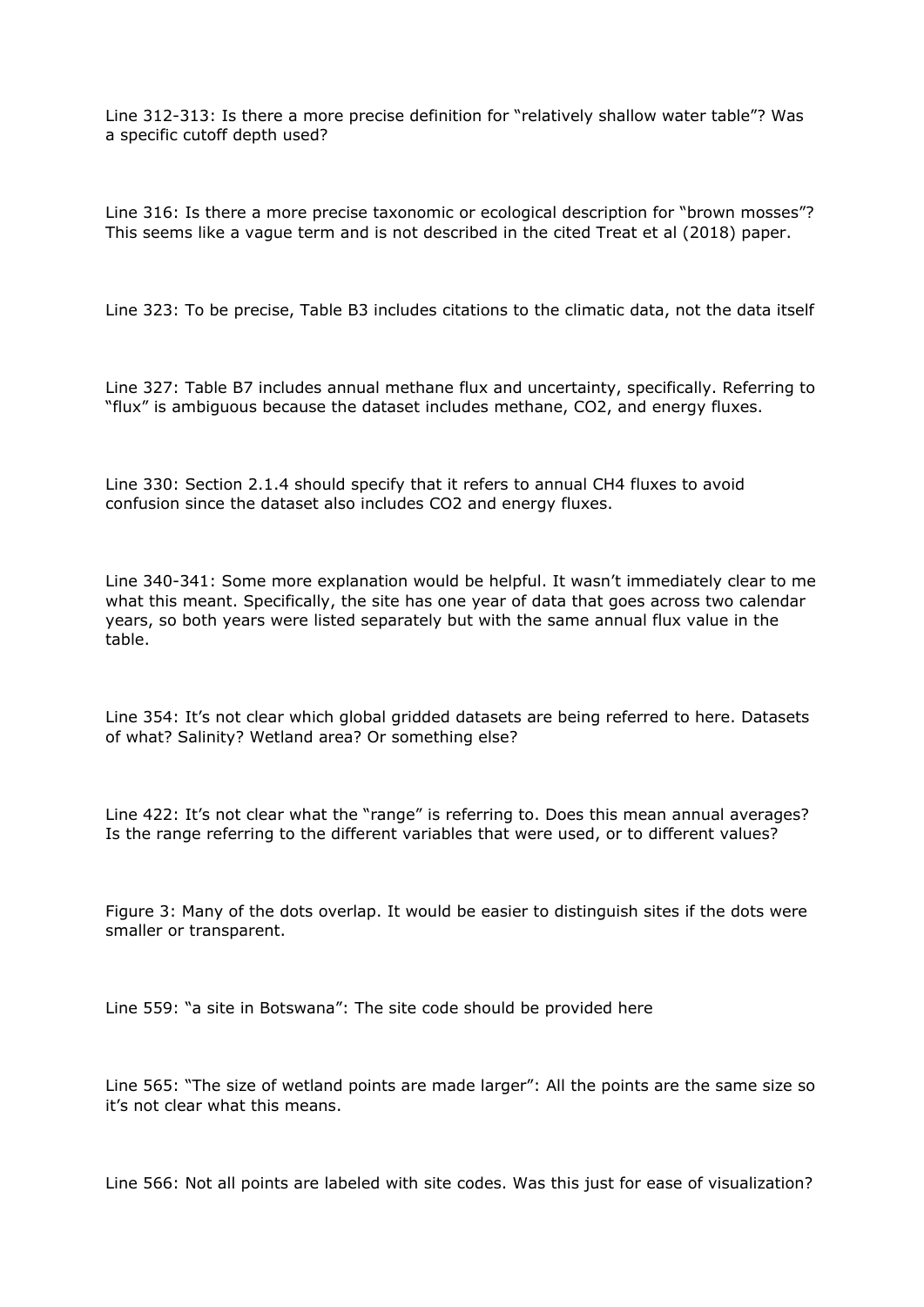Line 312-313: Is there a more precise definition for “relatively shallow water table”? Was a specific cutoff depth used?

Line 316: Is there a more precise taxonomic or ecological description for “brown mosses”? This seems like a vague term and is not described in the cited Treat et al (2018) paper.

Line 323: To be precise, Table B3 includes citations to the climatic data, not the data itself

Line 327: Table B7 includes annual methane flux and uncertainty, specifically. Referring to “flux” is ambiguous because the dataset includes methane, CO2, and energy fluxes.

Line 330: Section 2.1.4 should specify that it refers to annual CH4 fluxes to avoid confusion since the dataset also includes CO2 and energy fluxes.

Line 340-341: Some more explanation would be helpful. It wasn’t immediately clear to me what this meant. Specifically, the site has one year of data that goes across two calendar years, so both years were listed separately but with the same annual flux value in the table.

Line 354: It’s not clear which global gridded datasets are being referred to here. Datasets of what? Salinity? Wetland area? Or something else?

Line 422: It’s not clear what the “range” is referring to. Does this mean annual averages? Is the range referring to the different variables that were used, or to different values?

Figure 3: Many of the dots overlap. It would be easier to distinguish sites if the dots were smaller or transparent.

Line 559: “a site in Botswana”: The site code should be provided here

Line 565: “The size of wetland points are made larger”: All the points are the same size so it’s not clear what this means.

Line 566: Not all points are labeled with site codes. Was this just for ease of visualization?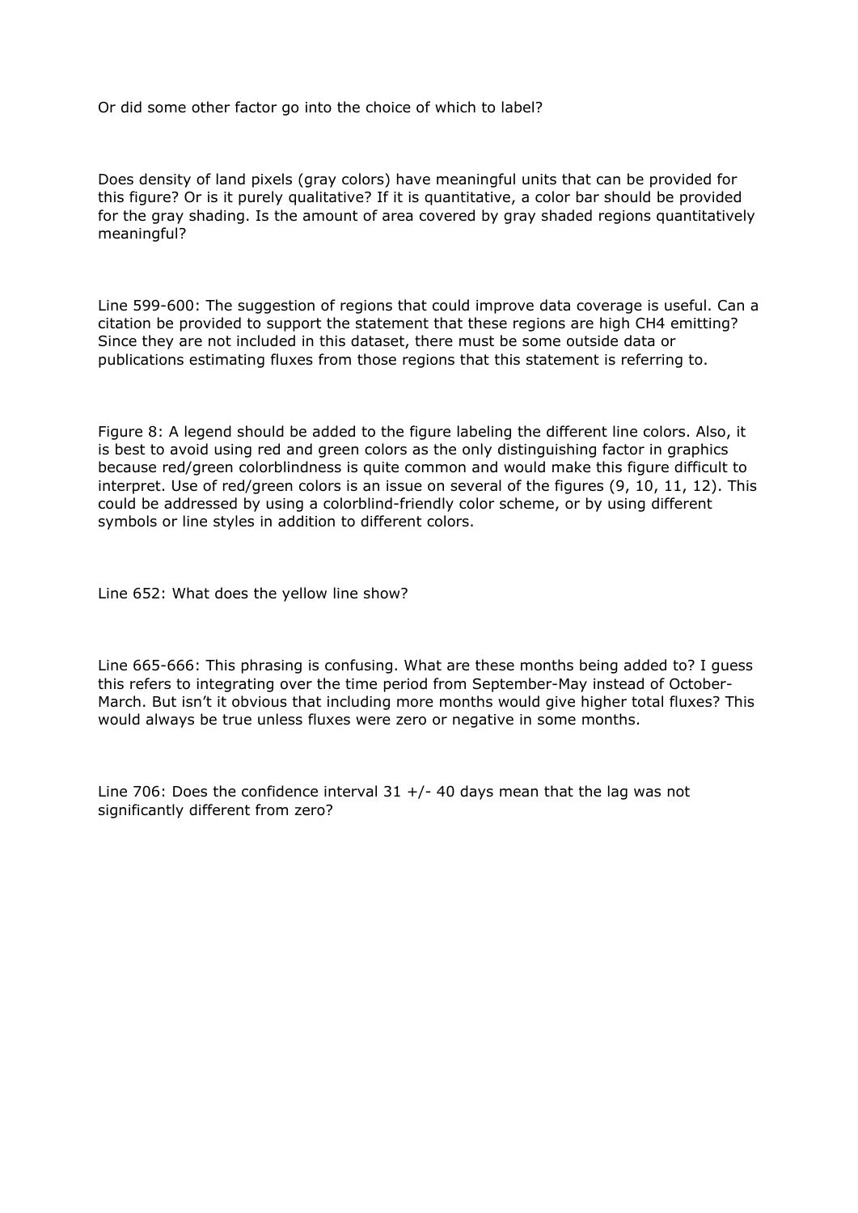Or did some other factor go into the choice of which to label?

Does density of land pixels (gray colors) have meaningful units that can be provided for this figure? Or is it purely qualitative? If it is quantitative, a color bar should be provided for the gray shading. Is the amount of area covered by gray shaded regions quantitatively meaningful?

Line 599-600: The suggestion of regions that could improve data coverage is useful. Can a citation be provided to support the statement that these regions are high $CH_4$ emitting? Since they are not included in this dataset, there must be some outside data or publications estimating fluxes from those regions that this statement is referring to.

Figure 8: A legend should be added to the figure labeling the different line colors. Also, it is best to avoid using red and green colors as the only distinguishing factor in graphics because red/green colorblindness is quite common and would make this figure difficult to interpret. Use of red/green colors is an issue on several of the figures (9, 10, 11, 12). This could be addressed by using a colorblind-friendly color scheme, or by using different symbols or line styles in addition to different colors.

Line 652: What does the yellow line show?

Line 665-666: This phrasing is confusing. What are these months being added to? I guess this refers to integrating over the time period from September-May instead of October-March. But isn't it obvious that including more months would give higher total fluxes? This would always be true unless fluxes were zero or negative in some months.

Line 706: Does the confidence interval 31 +/- 40 days mean that the lag was not significantly different from zero?